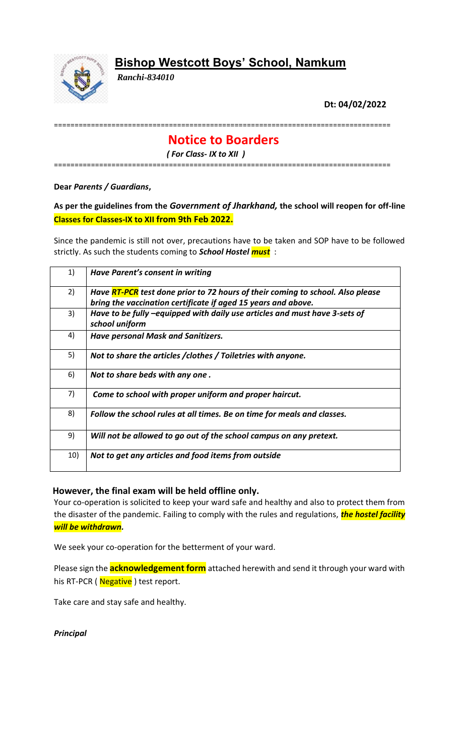# Bishop Westcott Boys' School, Namkum

*Ranchi-834010*

**Dt: 04/02/2022**

===============================================================================

## Notice to Boarders

***( For Class- IX to XII )***

===============================================================================

**Dear *Parents / Guardians*,**

**As per the guidelines from the *Government of Jharkhand,* the school will reopen for off-line Classes for Classes-IX to XII from 9th Feb 2022.**

Since the pandemic is still not over, precautions have to be taken and SOP have to be followed strictly. As such the students coming to ***School Hostel must*** :

| | |
|---|---|
| 1) | ***Have Parent's consent in writing*** |
| 2) | ***Have RT-PCR test done prior to 72 hours of their coming to school. Also please bring the vaccination certificate if aged 15 years and above.*** |
| 3) | ***Have to be fully –equipped with daily use articles and must have 3-sets of school uniform*** |
| 4) | ***Have personal Mask and Sanitizers.*** |
| 5) | ***Not to share the articles /clothes / Toiletries with anyone.*** |
| 6) | ***Not to share beds with any one .*** |
| 7) | ***Come to school with proper uniform and proper haircut.*** |
| 8) | ***Follow the school rules at all times. Be on time for meals and classes.*** |
| 9) | ***Will not be allowed to go out of the school campus on any pretext.*** |
| 10) | ***Not to get any articles and food items from outside*** |

**However, the final exam will be held offline only.**

Your co-operation is solicited to keep your ward safe and healthy and also to protect them from the disaster of the pandemic. Failing to comply with the rules and regulations, ***the hostel facility will be withdrawn.***

We seek your co-operation for the betterment of your ward.

Please sign the **acknowledgement form** attached herewith and send it through your ward with his RT-PCR ( Negative ) test report.

Take care and stay safe and healthy.

***Principal***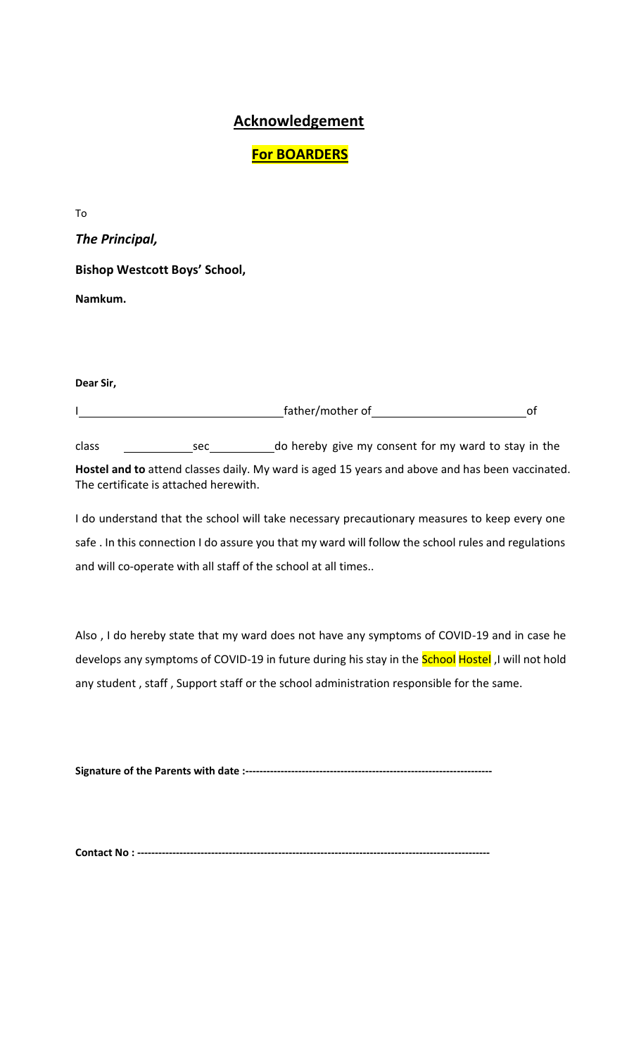## Acknowledgement

## For BOARDERS

To

***The Principal,***

**Bishop Westcott Boys' School,**

**Namkum.**

**Dear Sir,**

I ______________________________ father/mother of ______________________ of

class __________ sec __________ do hereby give my consent for my ward to stay in the **Hostel and to** attend classes daily. My ward is aged 15 years and above and has been vaccinated. The certificate is attached herewith.

I do understand that the school will take necessary precautionary measures to keep every one safe . In this connection I do assure you that my ward will follow the school rules and regulations and will co-operate with all staff of the school at all times..

Also , I do hereby state that my ward does not have any symptoms of COVID-19 and in case he develops any symptoms of COVID-19 in future during his stay in the School Hostel ,I will not hold any student , staff , Support staff or the school administration responsible for the same.

**Signature of the Parents with date :---------------------------------------------------------------------**

**Contact No : ---------------------------------------------------------------------------------------------------**